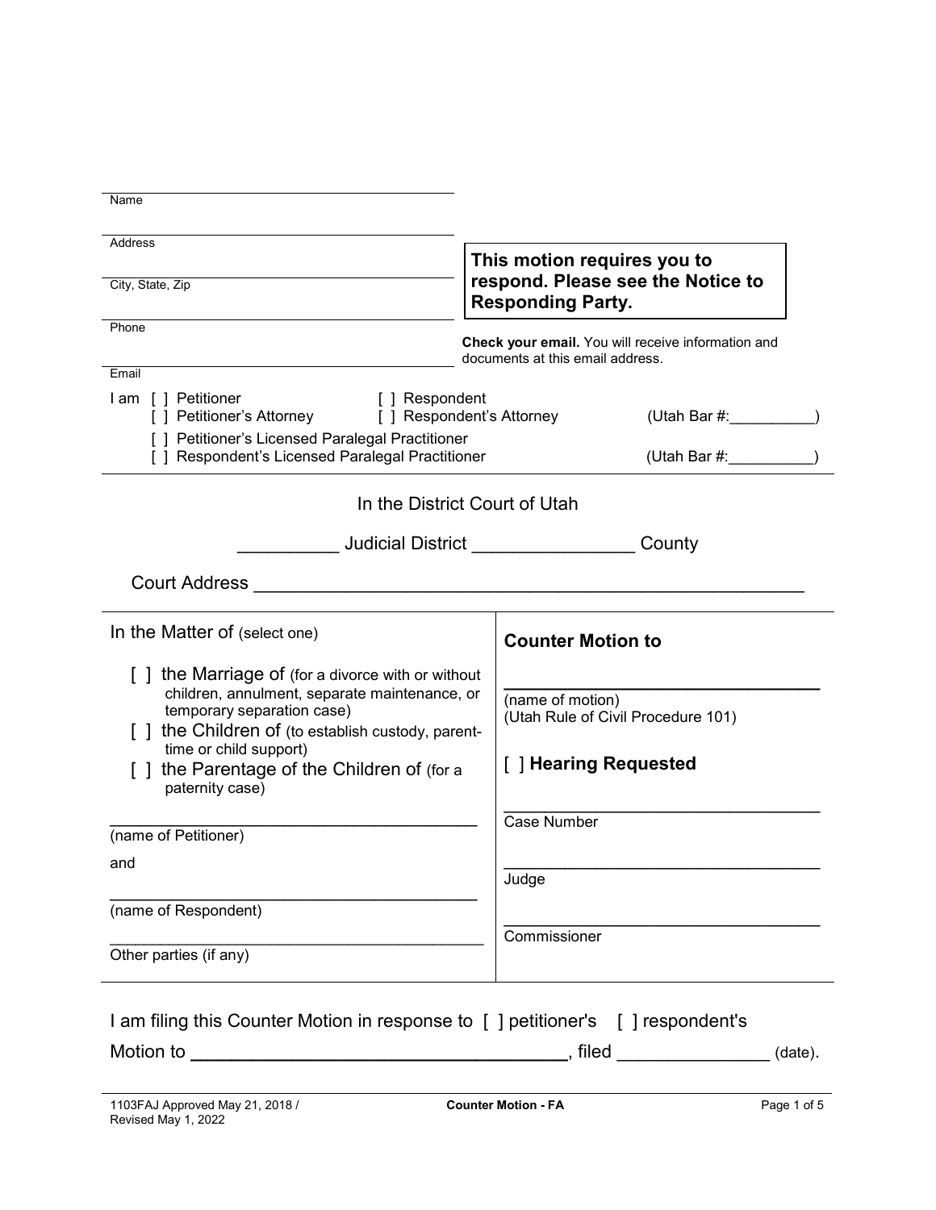Name

Address

City, State, Zip

Phone

Email

**This motion requires you to respond. Please see the Notice to Responding Party.**

**Check your email.** You will receive information and documents at this email address.

I am [ ] Petitioner [ ] Respondent
[ ] Petitioner's Attorney [ ] Respondent's Attorney (Utah Bar #:__________)
[ ] Petitioner's Licensed Paralegal Practitioner
[ ] Respondent's Licensed Paralegal Practitioner (Utah Bar #:__________)

In the District Court of Utah

__________ Judicial District ________________ County

Court Address ________________________________________________________

| In the Matter of (select one) | **Counter Motion to** |
|---|---|
| [ ] the Marriage of (for a divorce with or without children, annulment, separate maintenance, or temporary separation case) | ________________________________ (name of motion) (Utah Rule of Civil Procedure 101) |
| [ ] the Children of (to establish custody, parent-time or child support) | [ ] **Hearing Requested** |
| [ ] the Parentage of the Children of (for a paternity case) | |
| ________________________________________ (name of Petitioner) | ________________________________ Case Number |
| and | ________________________________ Judge |
| ________________________________________ (name of Respondent) | ________________________________ Commissioner |
| ________________________________________ Other parties (if any) | |

I am filing this Counter Motion in response to [ ] petitioner's [ ] respondent's Motion to ____________________________________, filed _______________ (date).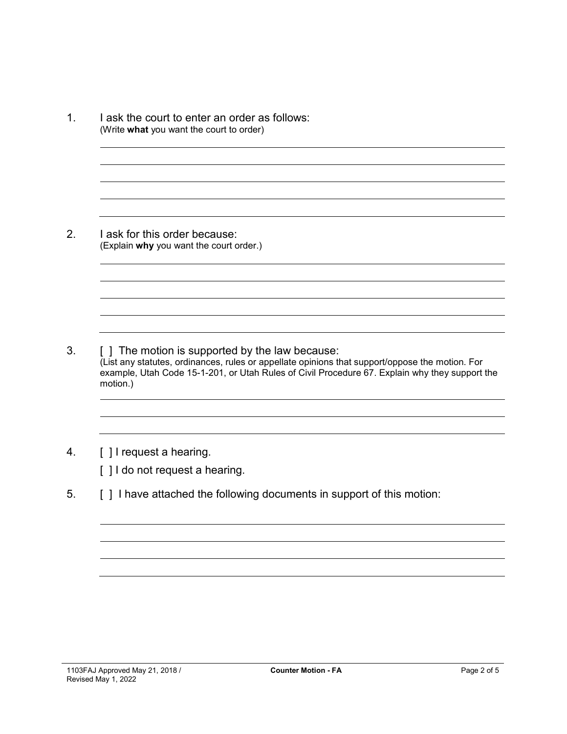1. I ask the court to enter an order as follows:
(Write **what** you want the court to order)

_______________________________________________

_______________________________________________

_______________________________________________

_______________________________________________

_______________________________________________

2. I ask for this order because:
(Explain **why** you want the court order.)

_______________________________________________

_______________________________________________

_______________________________________________

_______________________________________________

_______________________________________________

3. [ ] The motion is supported by the law because:
(List any statutes, ordinances, rules or appellate opinions that support/oppose the motion. For example, Utah Code 15-1-201, or Utah Rules of Civil Procedure 67. Explain why they support the motion.)

_______________________________________________

_______________________________________________

_______________________________________________

4. [ ] I request a hearing.

   [ ] I do not request a hearing.

5. [ ] I have attached the following documents in support of this motion:

_______________________________________________

_______________________________________________

_______________________________________________

_______________________________________________

1103FAJ Approved May 21, 2018 / Revised May 1, 2022 — **Counter Motion - FA**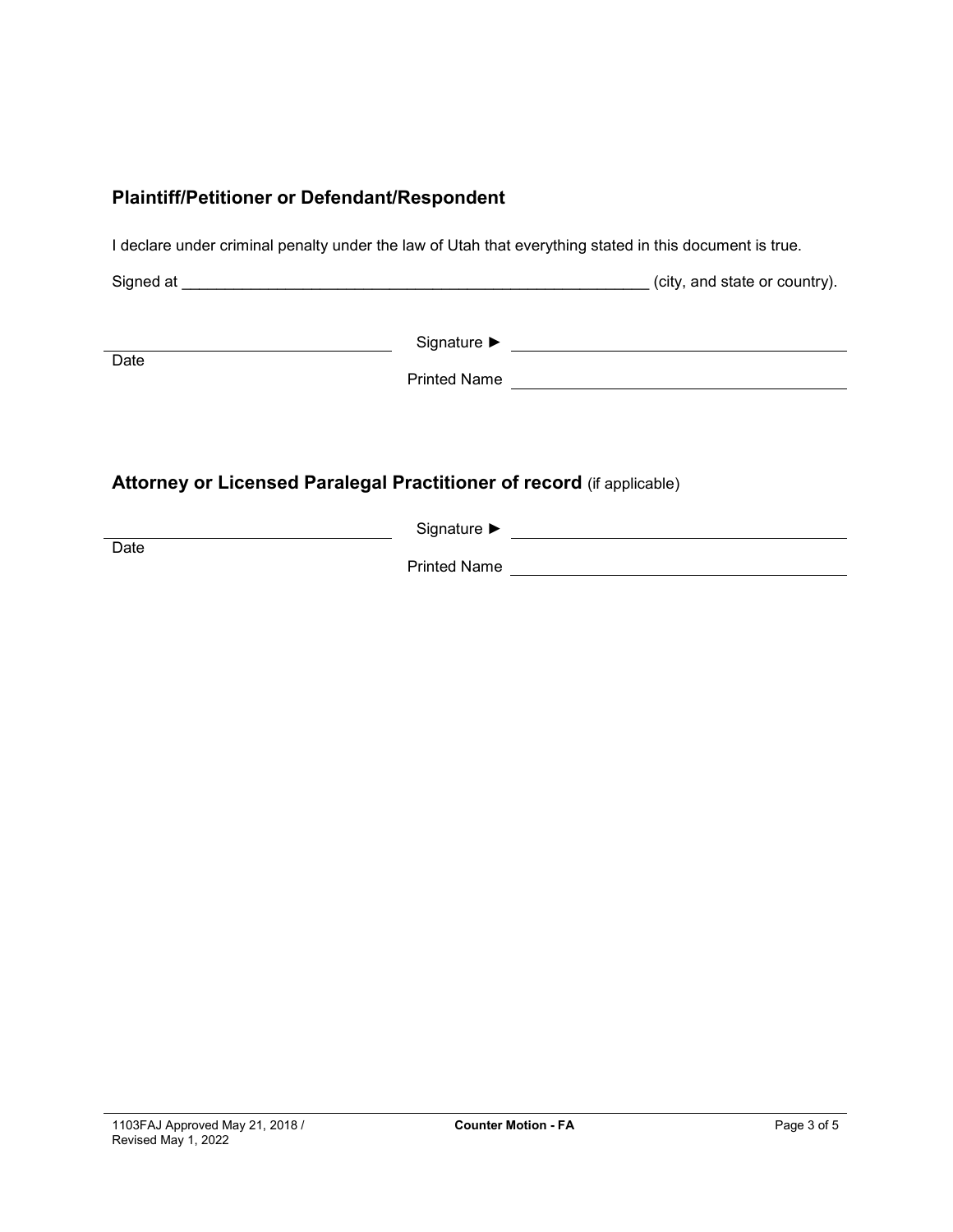## Plaintiff/Petitioner or Defendant/Respondent

I declare under criminal penalty under the law of Utah that everything stated in this document is true.

Signed at ______________________________________________________ (city, and state or country).

| | |
|---|---|
| ______________________ | Signature ► ______________________ |
| Date | Printed Name ______________________ |

## Attorney or Licensed Paralegal Practitioner of record (if applicable)

| | |
|---|---|
| ______________________ | Signature ► ______________________ |
| Date | Printed Name ______________________ |

1103FAJ Approved May 21, 2018 / Revised May 1, 2022 — **Counter Motion - FA**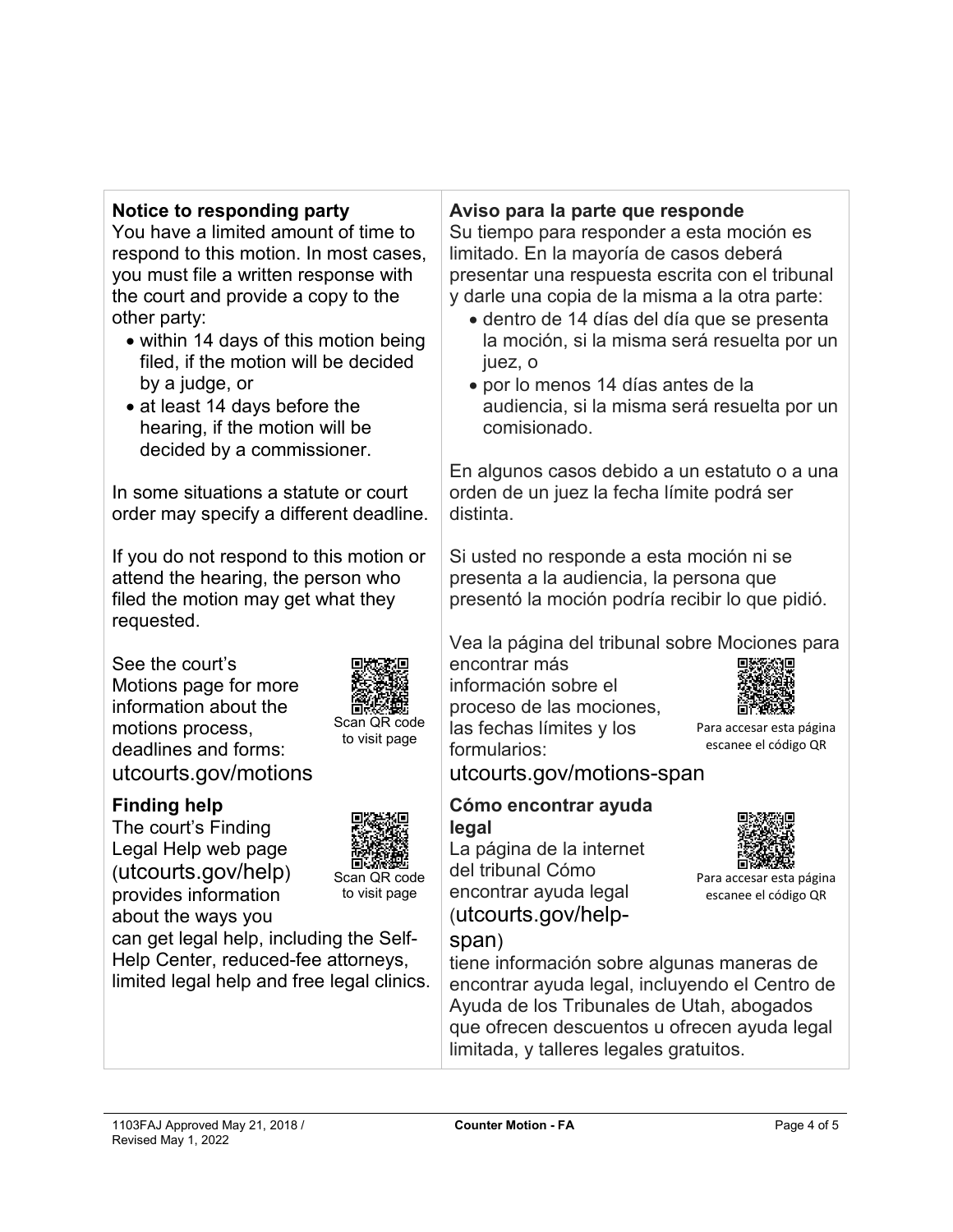**Notice to responding party**

You have a limited amount of time to respond to this motion. In most cases, you must file a written response with the court and provide a copy to the other party:

- within 14 days of this motion being filed, if the motion will be decided by a judge, or
- at least 14 days before the hearing, if the motion will be decided by a commissioner.

In some situations a statute or court order may specify a different deadline.

If you do not respond to this motion or attend the hearing, the person who filed the motion may get what they requested.

See the court's Motions page for more information about the motions process, deadlines and forms: utcourts.gov/motions

Scan QR code to visit page

**Finding help**

The court's Finding Legal Help web page (utcourts.gov/help) provides information about the ways you can get legal help, including the Self-Help Center, reduced-fee attorneys, limited legal help and free legal clinics.

Scan QR code to visit page

**Aviso para la parte que responde**

Su tiempo para responder a esta moción es limitado. En la mayoría de casos deberá presentar una respuesta escrita con el tribunal y darle una copia de la misma a la otra parte:

- dentro de 14 días del día que se presenta la moción, si la misma será resuelta por un juez, o
- por lo menos 14 días antes de la audiencia, si la misma será resuelta por un comisionado.

En algunos casos debido a un estatuto o a una orden de un juez la fecha límite podrá ser distinta.

Si usted no responde a esta moción ni se presenta a la audiencia, la persona que presentó la moción podría recibir lo que pidió.

Vea la página del tribunal sobre Mociones para encontrar más información sobre el proceso de las mociones, las fechas límites y los formularios: utcourts.gov/motions-span

Para accesar esta página escanee el código QR

**Cómo encontrar ayuda legal**

La página de la internet del tribunal Cómo encontrar ayuda legal (utcourts.gov/help-span) tiene información sobre algunas maneras de encontrar ayuda legal, incluyendo el Centro de Ayuda de los Tribunales de Utah, abogados que ofrecen descuentos u ofrecen ayuda legal limitada, y talleres legales gratuitos.

Para accesar esta página escanee el código QR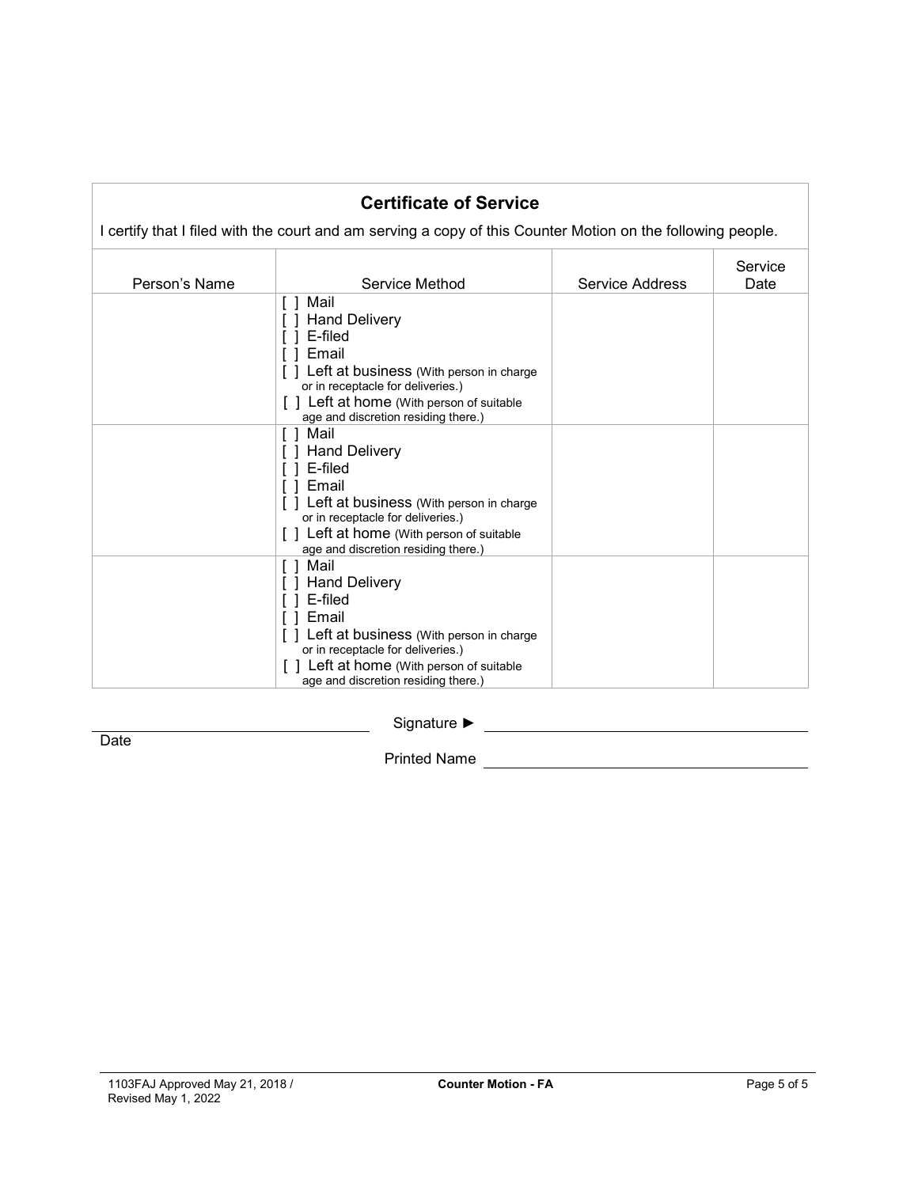## Certificate of Service

I certify that I filed with the court and am serving a copy of this Counter Motion on the following people.

| Person's Name | Service Method | Service Address | Service Date |
|---|---|---|---|
| | [ ] Mail<br>[ ] Hand Delivery<br>[ ] E-filed<br>[ ] Email<br>[ ] Left at business (With person in charge or in receptacle for deliveries.)<br>[ ] Left at home (With person of suitable age and discretion residing there.) | | |
| | [ ] Mail<br>[ ] Hand Delivery<br>[ ] E-filed<br>[ ] Email<br>[ ] Left at business (With person in charge or in receptacle for deliveries.)<br>[ ] Left at home (With person of suitable age and discretion residing there.) | | |
| | [ ] Mail<br>[ ] Hand Delivery<br>[ ] E-filed<br>[ ] Email<br>[ ] Left at business (With person in charge or in receptacle for deliveries.)<br>[ ] Left at home (With person of suitable age and discretion residing there.) | | |

_______________________________ Signature ► _______________________________

Date

Printed Name _______________________________

1103FAJ Approved May 21, 2018 / Revised May 1, 2022

**Counter Motion - FA**